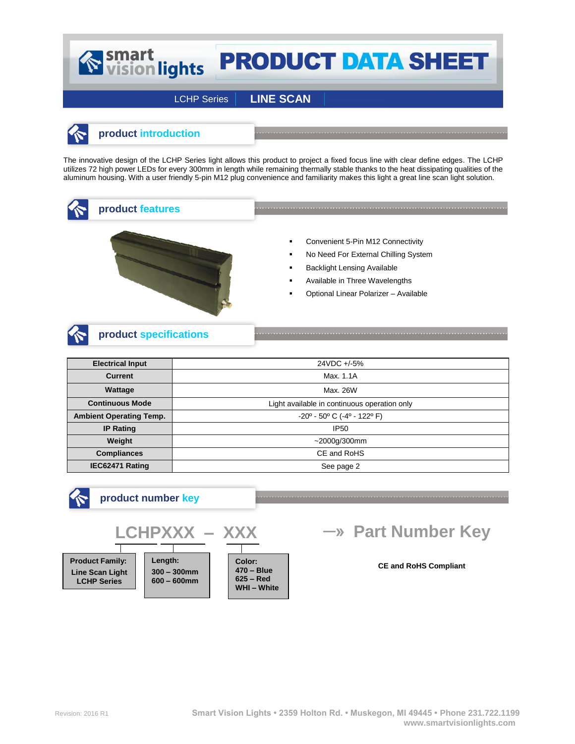# smart vision lights PRODUCT DATA SHEET

LCHP Series | **LINE SCAN**

## product introduction

The innovative design of the LCHP Series light allows this product to project a fixed focus line with clear define edges. The LCHP utilizes 72 high power LEDs for every 300mm in length while remaining thermally stable thanks to the heat dissipating qualities of the aluminum housing. With a user friendly 5-pin M12 plug convenience and familiarity makes this light a great line scan light solution.

## product features

- Convenient 5-Pin M12 Connectivity
- No Need For External Chilling System
- Backlight Lensing Available
- Available in Three Wavelengths
- Optional Linear Polarizer – Available

## product specifications

| | |
|---|---|
| **Electrical Input** | 24VDC +/-5% |
| **Current** | Max. 1.1A |
| **Wattage** | Max. 26W |
| **Continuous Mode** | Light available in continuous operation only |
| **Ambient Operating Temp.** | -20º - 50º C (-4º - 122º F) |
| **IP Rating** | IP50 |
| **Weight** | ~2000g/300mm |
| **Compliances** | CE and RoHS |
| **IEC62471 Rating** | See page 2 |

## product number key

**LCHPXXX – XXX** —» **Part Number Key**

| Product Family: | Length: | Color: |
|---|---|---|
| Line Scan Light LCHP Series | 300 – 300mm<br>600 – 600mm | 470 – Blue<br>625 – Red<br>WHI – White |

**CE and RoHS Compliant**

Revision: 2016 R1

Smart Vision Lights • 2359 Holton Rd. • Muskegon, MI 49445 • Phone 231.722.1199
www.smartvisionlights.com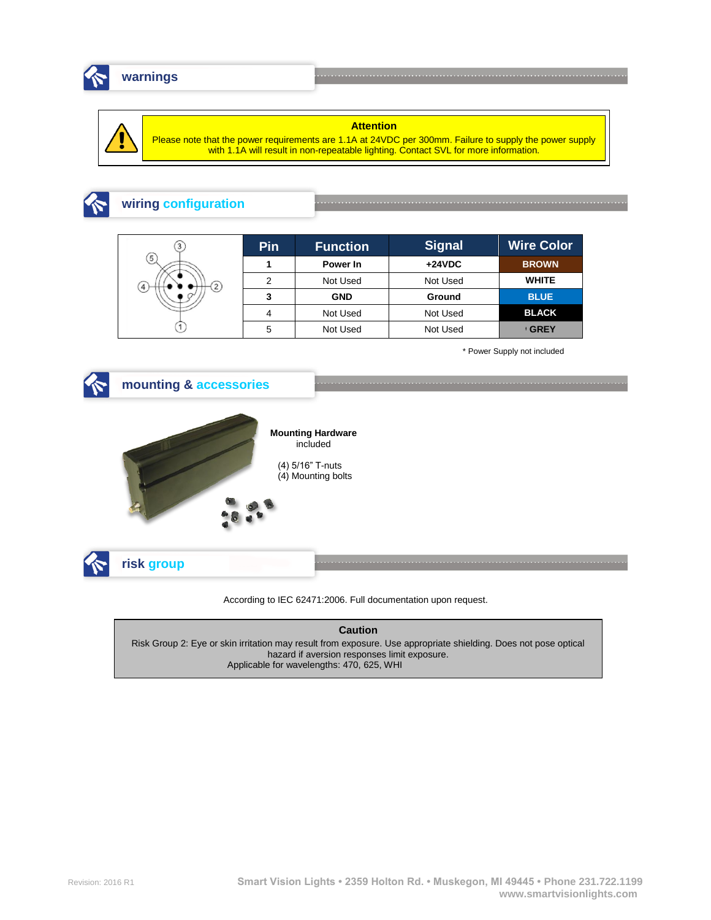## warnings

**Attention**

Please note that the power requirements are 1.1A at 24VDC per 300mm. Failure to supply the power supply with 1.1A will result in non-repeatable lighting. Contact SVL for more information.

## wiring configuration

| Pin | Function | Signal | Wire Color |
|---|---|---|---|
| **1** | **Power In** | **+24VDC** | **BROWN** |
| 2 | Not Used | Not Used | **WHITE** |
| **3** | **GND** | **Ground** | **BLUE** |
| 4 | Not Used | Not Used | **BLACK** |
| 5 | Not Used | Not Used | **GREY** |

* Power Supply not included

## mounting & accessories

**Mounting Hardware**
included

(4) 5/16" T-nuts
(4) Mounting bolts

## risk group

According to IEC 62471:2006. Full documentation upon request.

**Caution**

Risk Group 2: Eye or skin irritation may result from exposure. Use appropriate shielding. Does not pose optical hazard if aversion responses limit exposure.
Applicable for wavelengths: 470, 625, WHI

Revision: 2016 R1

Smart Vision Lights • 2359 Holton Rd. • Muskegon, MI 49445 • Phone 231.722.1199
www.smartvisionlights.com